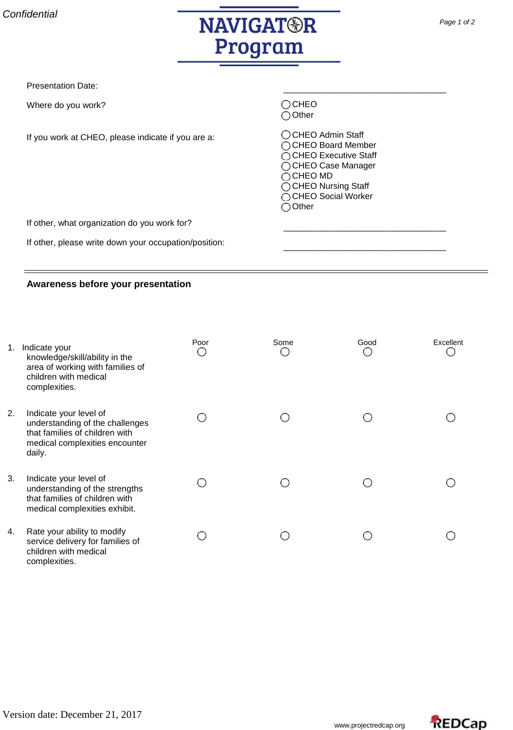Confidential

# NAVIGATOR Program

Presentation Date: \_\_\_\_\_\_\_\_\_\_\_\_\_\_\_\_\_\_\_\_\_\_\_\_\_\_\_\_\_\_\_\_\_\_

Where do you work?

- ◯ CHEO
- ◯ Other

If you work at CHEO, please indicate if you are a:

- ◯ CHEO Admin Staff
- ◯ CHEO Board Member
- ◯ CHEO Executive Staff
- ◯ CHEO Case Manager
- ◯ CHEO MD
- ◯ CHEO Nursing Staff
- ◯ CHEO Social Worker
- ◯ Other

If other, what organization do you work for? \_\_\_\_\_\_\_\_\_\_\_\_\_\_\_\_\_\_\_\_\_\_\_\_\_\_\_\_\_\_\_\_\_\_

If other, please write down your occupation/position: \_\_\_\_\_\_\_\_\_\_\_\_\_\_\_\_\_\_\_\_\_\_\_\_\_\_\_\_\_\_\_\_\_\_

---

## Awareness before your presentation

| | Poor | Some | Good | Excellent |
|---|---|---|---|---|
| 1. Indicate your knowledge/skill/ability in the area of working with families of children with medical complexities. | ◯ | ◯ | ◯ | ◯ |
| 2. Indicate your level of understanding of the challenges that families of children with medical complexities encounter daily. | ◯ | ◯ | ◯ | ◯ |
| 3. Indicate your level of understanding of the strengths that families of children with medical complexities exhibit. | ◯ | ◯ | ◯ | ◯ |
| 4. Rate your ability to modify service delivery for families of children with medical complexities. | ◯ | ◯ | ◯ | ◯ |

Version date: December 21, 2017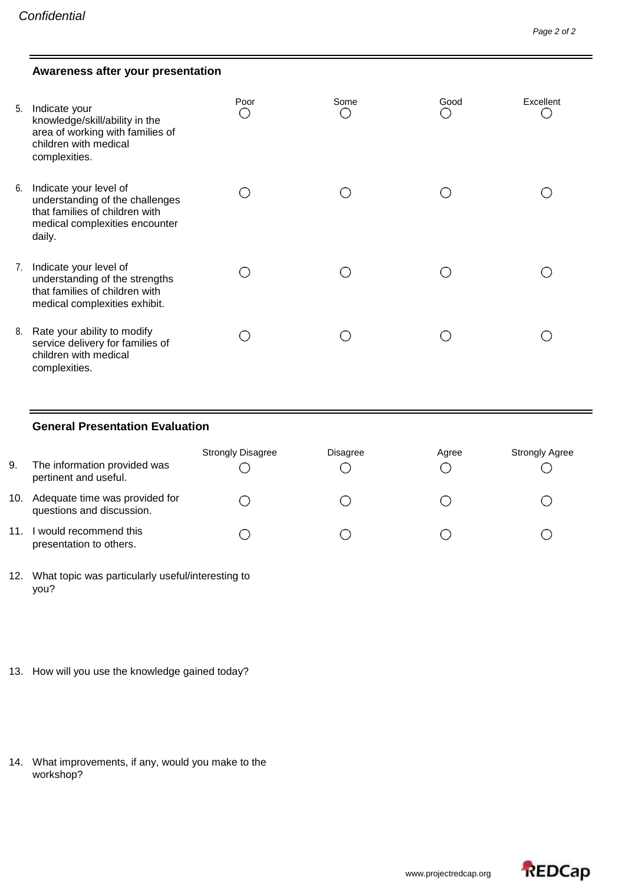## Awareness after your presentation

| | Poor | Some | Good | Excellent |
|---|---|---|---|---|
| 5. Indicate your knowledge/skill/ability in the area of working with families of children with medical complexities. | ◯ | ◯ | ◯ | ◯ |
| 6. Indicate your level of understanding of the challenges that families of children with medical complexities encounter daily. | ◯ | ◯ | ◯ | ◯ |
| 7. Indicate your level of understanding of the strengths that families of children with medical complexities exhibit. | ◯ | ◯ | ◯ | ◯ |
| 8. Rate your ability to modify service delivery for families of children with medical complexities. | ◯ | ◯ | ◯ | ◯ |

## General Presentation Evaluation

| | Strongly Disagree | Disagree | Agree | Strongly Agree |
|---|---|---|---|---|
| 9. The information provided was pertinent and useful. | ◯ | ◯ | ◯ | ◯ |
| 10. Adequate time was provided for questions and discussion. | ◯ | ◯ | ◯ | ◯ |
| 11. I would recommend this presentation to others. | ◯ | ◯ | ◯ | ◯ |

12. What topic was particularly useful/interesting to you?

13. How will you use the knowledge gained today?

14. What improvements, if any, would you make to the workshop?